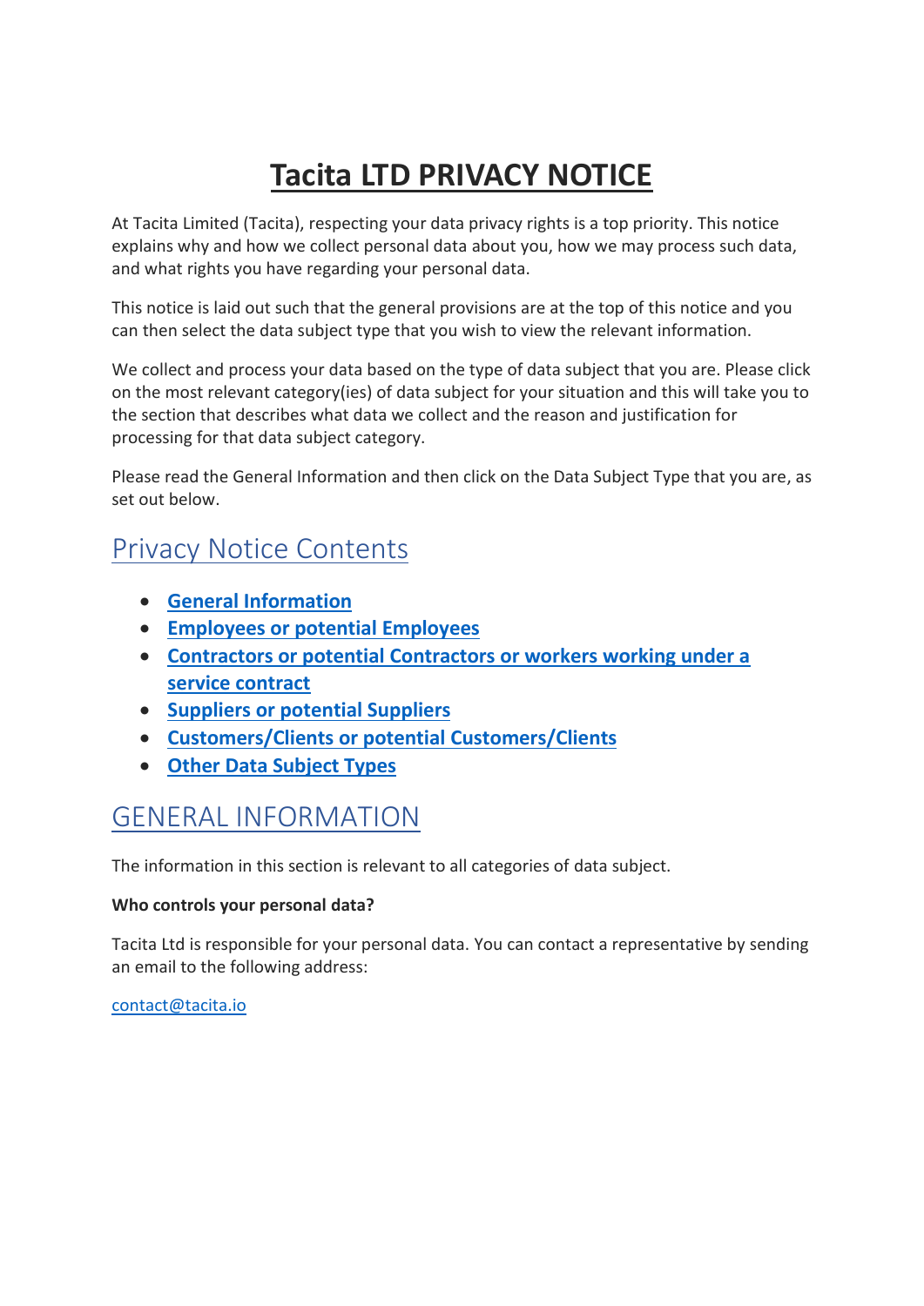# Tacita LTD PRIVACY NOTICE

At Tacita Limited (Tacita), respecting your data privacy rights is a top priority. This notice explains why and how we collect personal data about you, how we may process such data, and what rights you have regarding your personal data.

This notice is laid out such that the general provisions are at the top of this notice and you can then select the data subject type that you wish to view the relevant information.

We collect and process your data based on the type of data subject that you are. Please click on the most relevant category(ies) of data subject for your situation and this will take you to the section that describes what data we collect and the reason and justification for processing for that data subject category.

Please read the General Information and then click on the Data Subject Type that you are, as set out below.

## Privacy Notice Contents

- **General Information**
- **Employees or potential Employees**
- **Contractors or potential Contractors or workers working under a service contract**
- **Suppliers or potential Suppliers**
- **Customers/Clients or potential Customers/Clients**
- **Other Data Subject Types**

## GENERAL INFORMATION

The information in this section is relevant to all categories of data subject.

**Who controls your personal data?**

Tacita Ltd is responsible for your personal data. You can contact a representative by sending an email to the following address:

contact@tacita.io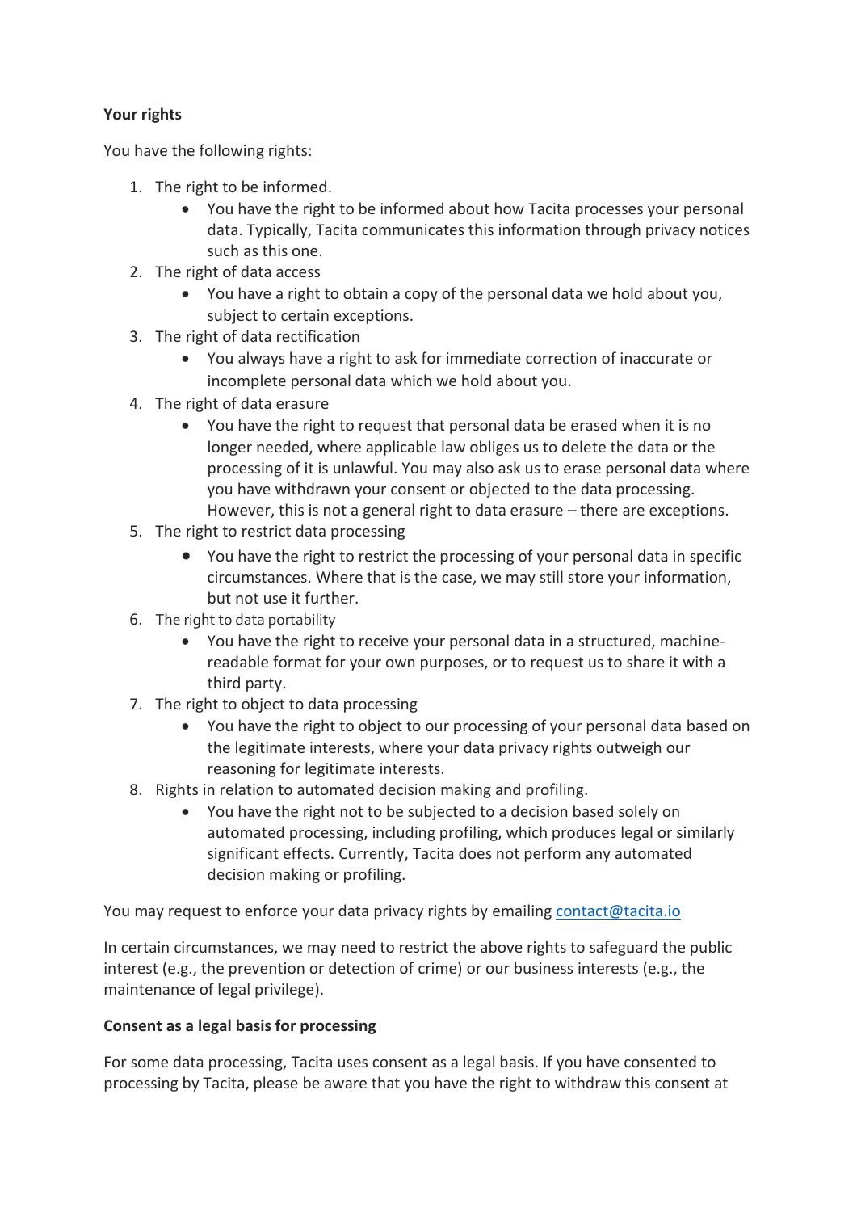**Your rights**

You have the following rights:

1. The right to be informed.
    - You have the right to be informed about how Tacita processes your personal data. Typically, Tacita communicates this information through privacy notices such as this one.
2. The right of data access
    - You have a right to obtain a copy of the personal data we hold about you, subject to certain exceptions.
3. The right of data rectification
    - You always have a right to ask for immediate correction of inaccurate or incomplete personal data which we hold about you.
4. The right of data erasure
    - You have the right to request that personal data be erased when it is no longer needed, where applicable law obliges us to delete the data or the processing of it is unlawful. You may also ask us to erase personal data where you have withdrawn your consent or objected to the data processing. However, this is not a general right to data erasure – there are exceptions.
5. The right to restrict data processing
    - You have the right to restrict the processing of your personal data in specific circumstances. Where that is the case, we may still store your information, but not use it further.
6. The right to data portability
    - You have the right to receive your personal data in a structured, machine-readable format for your own purposes, or to request us to share it with a third party.
7. The right to object to data processing
    - You have the right to object to our processing of your personal data based on the legitimate interests, where your data privacy rights outweigh our reasoning for legitimate interests.
8. Rights in relation to automated decision making and profiling.
    - You have the right not to be subjected to a decision based solely on automated processing, including profiling, which produces legal or similarly significant effects. Currently, Tacita does not perform any automated decision making or profiling.

You may request to enforce your data privacy rights by emailing contact@tacita.io

In certain circumstances, we may need to restrict the above rights to safeguard the public interest (e.g., the prevention or detection of crime) or our business interests (e.g., the maintenance of legal privilege).

**Consent as a legal basis for processing**

For some data processing, Tacita uses consent as a legal basis. If you have consented to processing by Tacita, please be aware that you have the right to withdraw this consent at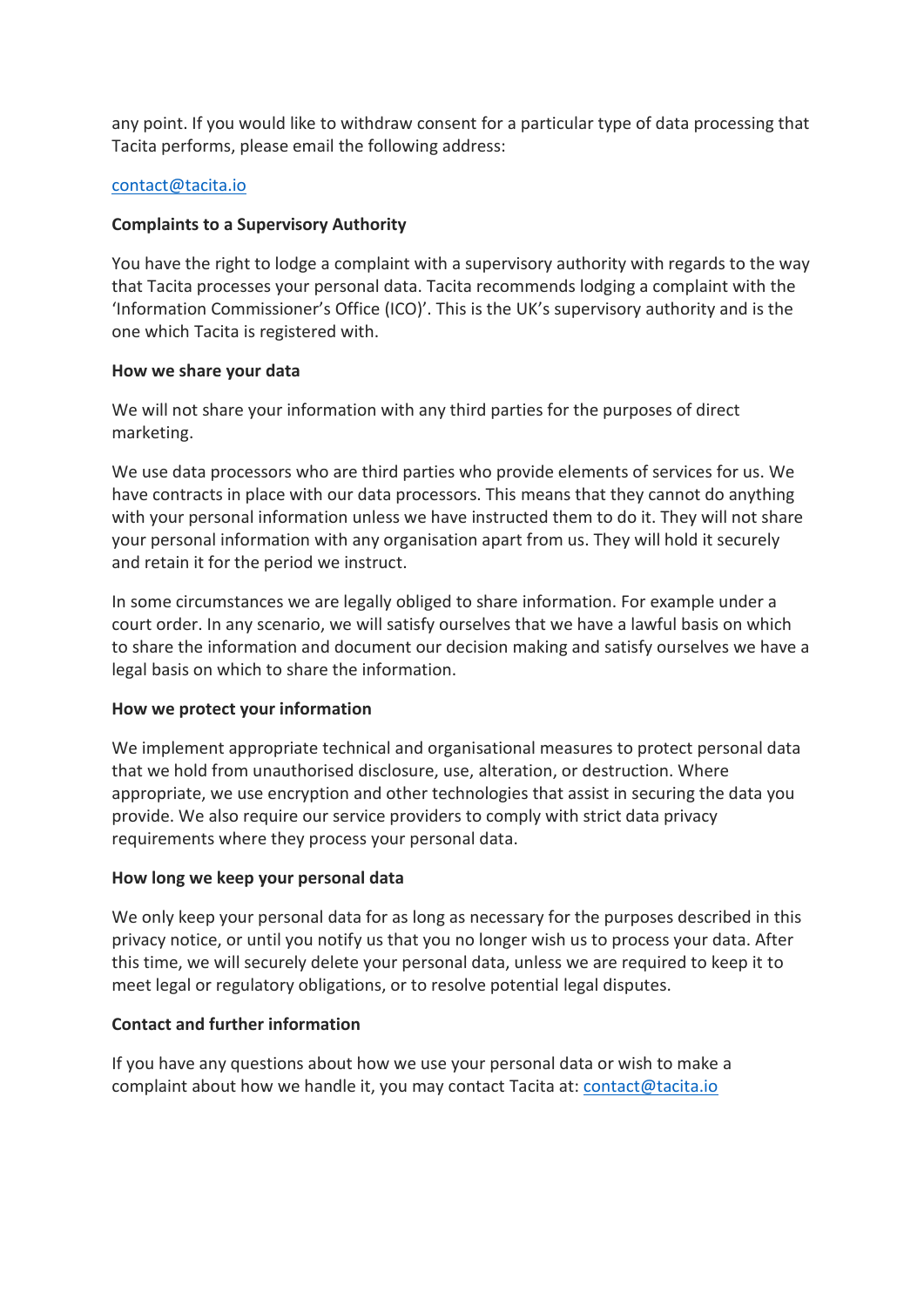any point. If you would like to withdraw consent for a particular type of data processing that Tacita performs, please email the following address:

contact@tacita.io

**Complaints to a Supervisory Authority**

You have the right to lodge a complaint with a supervisory authority with regards to the way that Tacita processes your personal data. Tacita recommends lodging a complaint with the 'Information Commissioner's Office (ICO)'. This is the UK's supervisory authority and is the one which Tacita is registered with.

**How we share your data**

We will not share your information with any third parties for the purposes of direct marketing.

We use data processors who are third parties who provide elements of services for us. We have contracts in place with our data processors. This means that they cannot do anything with your personal information unless we have instructed them to do it. They will not share your personal information with any organisation apart from us. They will hold it securely and retain it for the period we instruct.

In some circumstances we are legally obliged to share information. For example under a court order. In any scenario, we will satisfy ourselves that we have a lawful basis on which to share the information and document our decision making and satisfy ourselves we have a legal basis on which to share the information.

**How we protect your information**

We implement appropriate technical and organisational measures to protect personal data that we hold from unauthorised disclosure, use, alteration, or destruction. Where appropriate, we use encryption and other technologies that assist in securing the data you provide. We also require our service providers to comply with strict data privacy requirements where they process your personal data.

**How long we keep your personal data**

We only keep your personal data for as long as necessary for the purposes described in this privacy notice, or until you notify us that you no longer wish us to process your data. After this time, we will securely delete your personal data, unless we are required to keep it to meet legal or regulatory obligations, or to resolve potential legal disputes.

**Contact and further information**

If you have any questions about how we use your personal data or wish to make a complaint about how we handle it, you may contact Tacita at: contact@tacita.io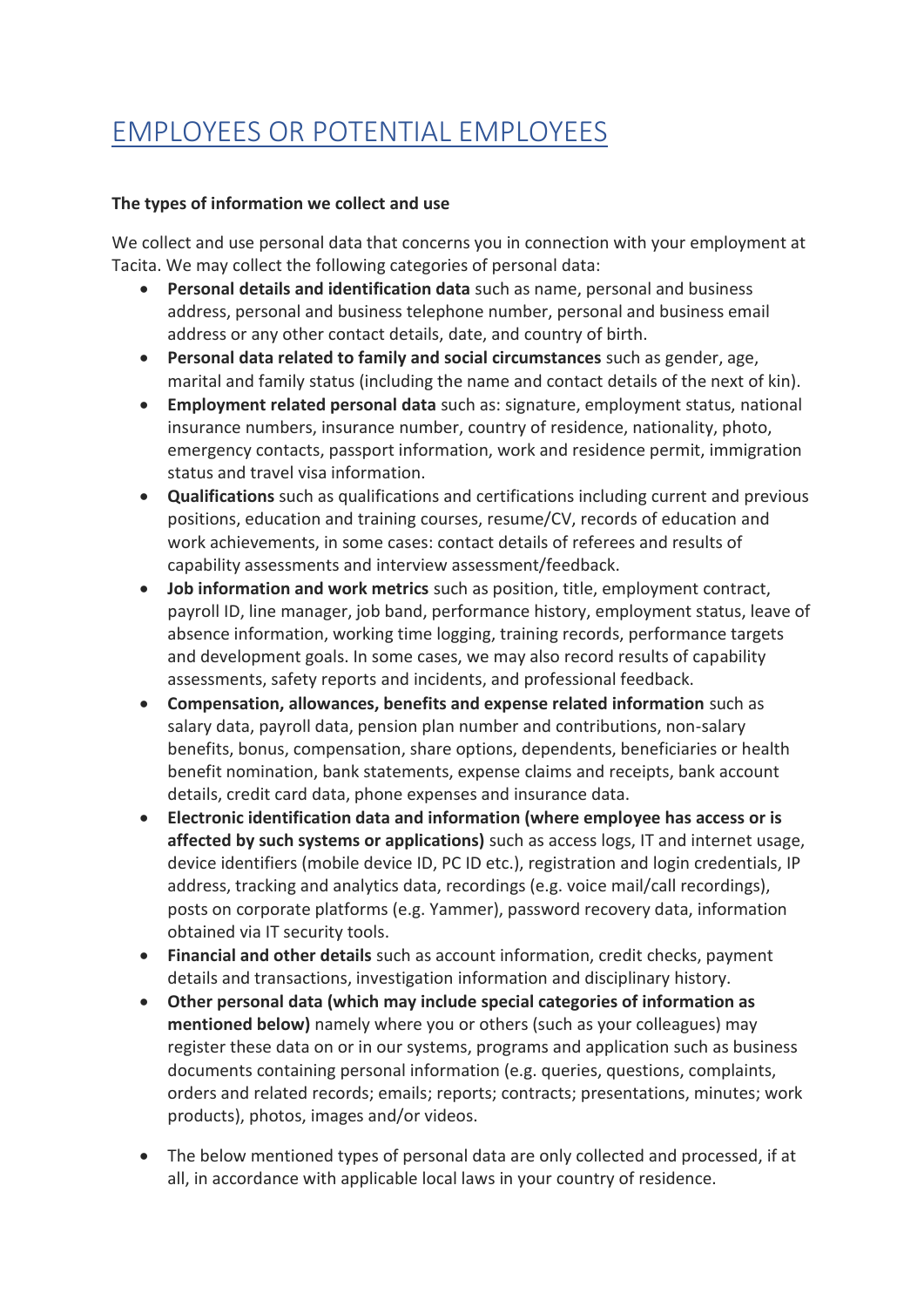# EMPLOYEES OR POTENTIAL EMPLOYEES

**The types of information we collect and use**

We collect and use personal data that concerns you in connection with your employment at Tacita. We may collect the following categories of personal data:

- **Personal details and identification data** such as name, personal and business address, personal and business telephone number, personal and business email address or any other contact details, date, and country of birth.
- **Personal data related to family and social circumstances** such as gender, age, marital and family status (including the name and contact details of the next of kin).
- **Employment related personal data** such as: signature, employment status, national insurance numbers, insurance number, country of residence, nationality, photo, emergency contacts, passport information, work and residence permit, immigration status and travel visa information.
- **Qualifications** such as qualifications and certifications including current and previous positions, education and training courses, resume/CV, records of education and work achievements, in some cases: contact details of referees and results of capability assessments and interview assessment/feedback.
- **Job information and work metrics** such as position, title, employment contract, payroll ID, line manager, job band, performance history, employment status, leave of absence information, working time logging, training records, performance targets and development goals. In some cases, we may also record results of capability assessments, safety reports and incidents, and professional feedback.
- **Compensation, allowances, benefits and expense related information** such as salary data, payroll data, pension plan number and contributions, non-salary benefits, bonus, compensation, share options, dependents, beneficiaries or health benefit nomination, bank statements, expense claims and receipts, bank account details, credit card data, phone expenses and insurance data.
- **Electronic identification data and information (where employee has access or is affected by such systems or applications)** such as access logs, IT and internet usage, device identifiers (mobile device ID, PC ID etc.), registration and login credentials, IP address, tracking and analytics data, recordings (e.g. voice mail/call recordings), posts on corporate platforms (e.g. Yammer), password recovery data, information obtained via IT security tools.
- **Financial and other details** such as account information, credit checks, payment details and transactions, investigation information and disciplinary history.
- **Other personal data (which may include special categories of information as mentioned below)** namely where you or others (such as your colleagues) may register these data on or in our systems, programs and application such as business documents containing personal information (e.g. queries, questions, complaints, orders and related records; emails; reports; contracts; presentations, minutes; work products), photos, images and/or videos.

- The below mentioned types of personal data are only collected and processed, if at all, in accordance with applicable local laws in your country of residence.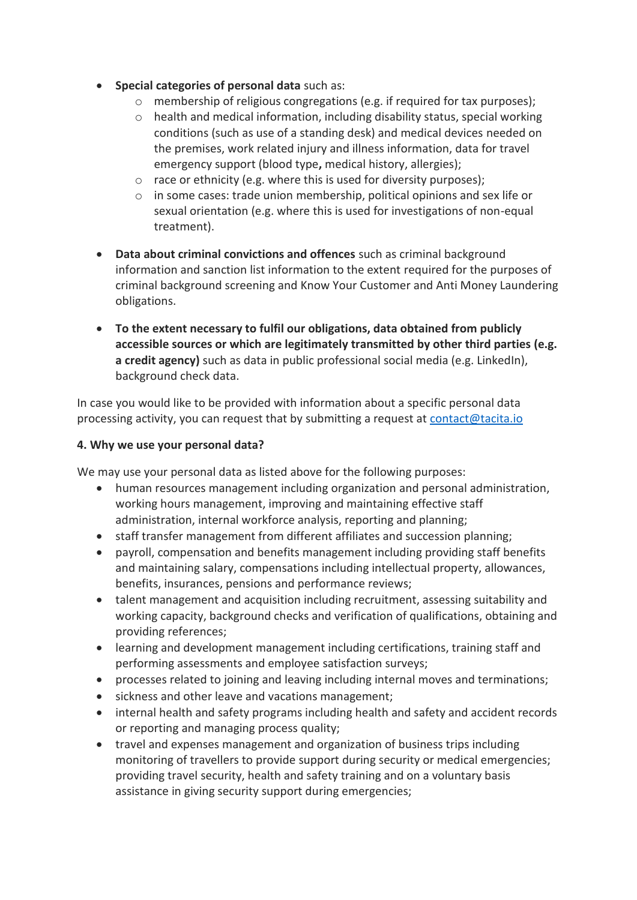- **Special categories of personal data** such as:
    - membership of religious congregations (e.g. if required for tax purposes);
    - health and medical information, including disability status, special working conditions (such as use of a standing desk) and medical devices needed on the premises, work related injury and illness information, data for travel emergency support (blood type**,** medical history, allergies);
    - race or ethnicity (e.g. where this is used for diversity purposes);
    - in some cases: trade union membership, political opinions and sex life or sexual orientation (e.g. where this is used for investigations of non-equal treatment).

- **Data about criminal convictions and offences** such as criminal background information and sanction list information to the extent required for the purposes of criminal background screening and Know Your Customer and Anti Money Laundering obligations.

- **To the extent necessary to fulfil our obligations, data obtained from publicly accessible sources or which are legitimately transmitted by other third parties (e.g. a credit agency)** such as data in public professional social media (e.g. LinkedIn), background check data.

In case you would like to be provided with information about a specific personal data processing activity, you can request that by submitting a request at contact@tacita.io

#### 4. Why we use your personal data?

We may use your personal data as listed above for the following purposes:

- human resources management including organization and personal administration, working hours management, improving and maintaining effective staff administration, internal workforce analysis, reporting and planning;
- staff transfer management from different affiliates and succession planning;
- payroll, compensation and benefits management including providing staff benefits and maintaining salary, compensations including intellectual property, allowances, benefits, insurances, pensions and performance reviews;
- talent management and acquisition including recruitment, assessing suitability and working capacity, background checks and verification of qualifications, obtaining and providing references;
- learning and development management including certifications, training staff and performing assessments and employee satisfaction surveys;
- processes related to joining and leaving including internal moves and terminations;
- sickness and other leave and vacations management;
- internal health and safety programs including health and safety and accident records or reporting and managing process quality;
- travel and expenses management and organization of business trips including monitoring of travellers to provide support during security or medical emergencies; providing travel security, health and safety training and on a voluntary basis assistance in giving security support during emergencies;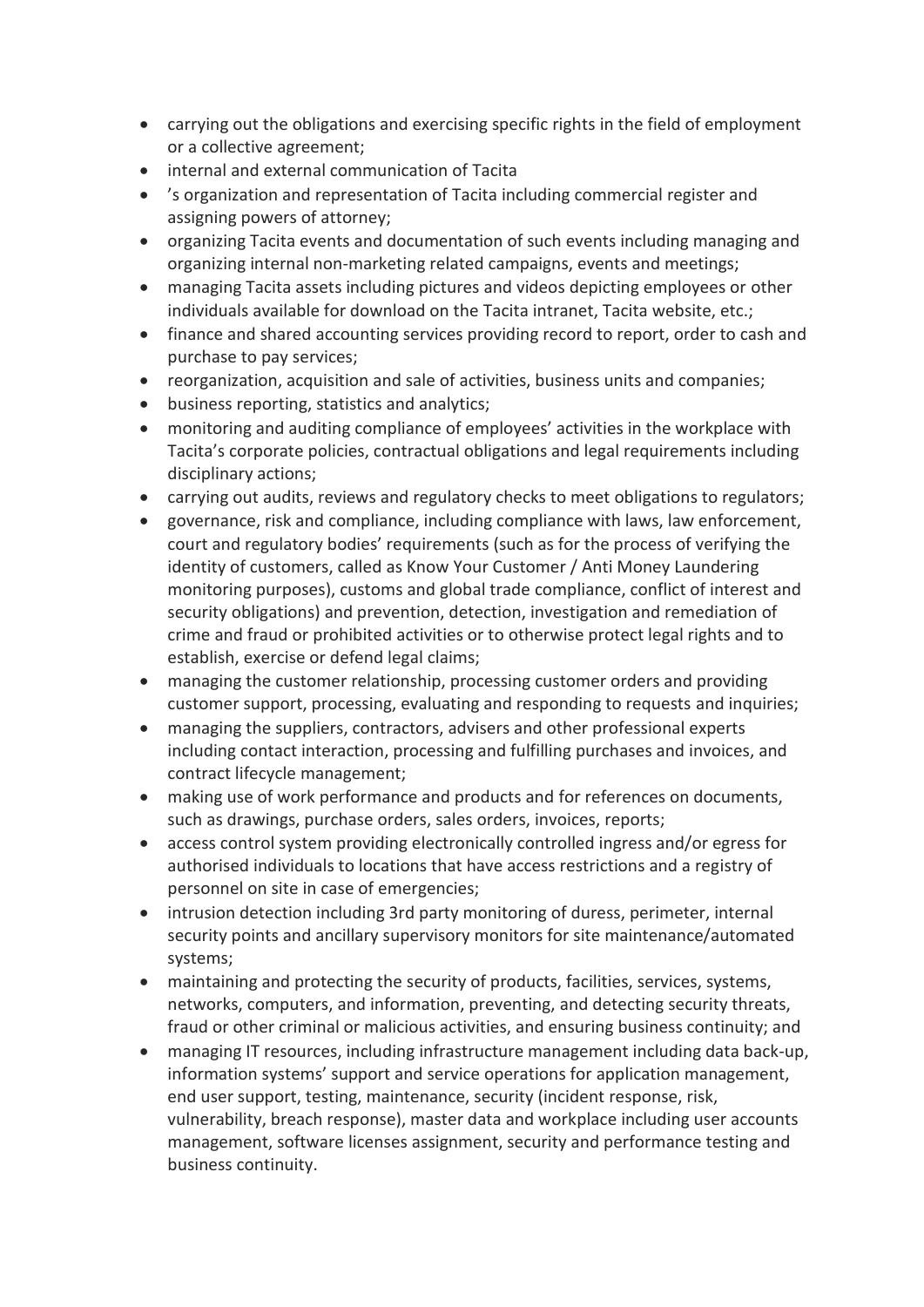- carrying out the obligations and exercising specific rights in the field of employment or a collective agreement;
- internal and external communication of Tacita
- 's organization and representation of Tacita including commercial register and assigning powers of attorney;
- organizing Tacita events and documentation of such events including managing and organizing internal non-marketing related campaigns, events and meetings;
- managing Tacita assets including pictures and videos depicting employees or other individuals available for download on the Tacita intranet, Tacita website, etc.;
- finance and shared accounting services providing record to report, order to cash and purchase to pay services;
- reorganization, acquisition and sale of activities, business units and companies;
- business reporting, statistics and analytics;
- monitoring and auditing compliance of employees' activities in the workplace with Tacita's corporate policies, contractual obligations and legal requirements including disciplinary actions;
- carrying out audits, reviews and regulatory checks to meet obligations to regulators;
- governance, risk and compliance, including compliance with laws, law enforcement, court and regulatory bodies' requirements (such as for the process of verifying the identity of customers, called as Know Your Customer / Anti Money Laundering monitoring purposes), customs and global trade compliance, conflict of interest and security obligations) and prevention, detection, investigation and remediation of crime and fraud or prohibited activities or to otherwise protect legal rights and to establish, exercise or defend legal claims;
- managing the customer relationship, processing customer orders and providing customer support, processing, evaluating and responding to requests and inquiries;
- managing the suppliers, contractors, advisers and other professional experts including contact interaction, processing and fulfilling purchases and invoices, and contract lifecycle management;
- making use of work performance and products and for references on documents, such as drawings, purchase orders, sales orders, invoices, reports;
- access control system providing electronically controlled ingress and/or egress for authorised individuals to locations that have access restrictions and a registry of personnel on site in case of emergencies;
- intrusion detection including 3rd party monitoring of duress, perimeter, internal security points and ancillary supervisory monitors for site maintenance/automated systems;
- maintaining and protecting the security of products, facilities, services, systems, networks, computers, and information, preventing, and detecting security threats, fraud or other criminal or malicious activities, and ensuring business continuity; and
- managing IT resources, including infrastructure management including data back-up, information systems' support and service operations for application management, end user support, testing, maintenance, security (incident response, risk, vulnerability, breach response), master data and workplace including user accounts management, software licenses assignment, security and performance testing and business continuity.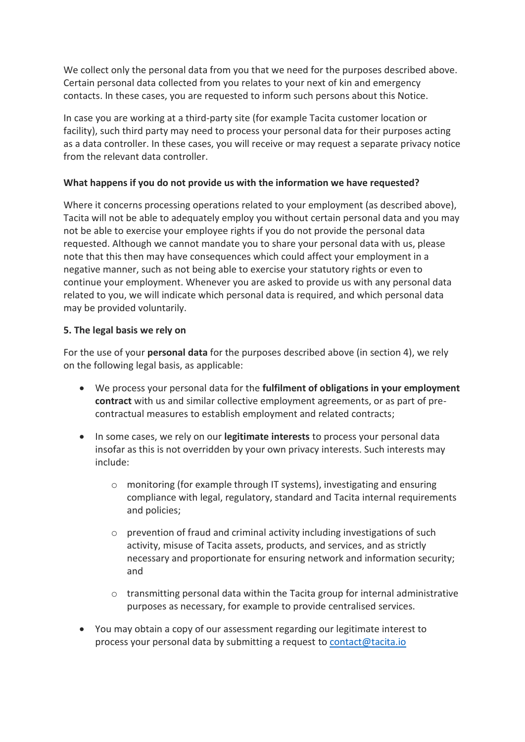We collect only the personal data from you that we need for the purposes described above. Certain personal data collected from you relates to your next of kin and emergency contacts. In these cases, you are requested to inform such persons about this Notice.

In case you are working at a third-party site (for example Tacita customer location or facility), such third party may need to process your personal data for their purposes acting as a data controller. In these cases, you will receive or may request a separate privacy notice from the relevant data controller.

**What happens if you do not provide us with the information we have requested?**

Where it concerns processing operations related to your employment (as described above), Tacita will not be able to adequately employ you without certain personal data and you may not be able to exercise your employee rights if you do not provide the personal data requested. Although we cannot mandate you to share your personal data with us, please note that this then may have consequences which could affect your employment in a negative manner, such as not being able to exercise your statutory rights or even to continue your employment. Whenever you are asked to provide us with any personal data related to you, we will indicate which personal data is required, and which personal data may be provided voluntarily.

**5. The legal basis we rely on**

For the use of your **personal data** for the purposes described above (in section 4), we rely on the following legal basis, as applicable:

- We process your personal data for the **fulfilment of obligations in your employment contract** with us and similar collective employment agreements, or as part of pre-contractual measures to establish employment and related contracts;
- In some cases, we rely on our **legitimate interests** to process your personal data insofar as this is not overridden by your own privacy interests. Such interests may include:
    - monitoring (for example through IT systems), investigating and ensuring compliance with legal, regulatory, standard and Tacita internal requirements and policies;
    - prevention of fraud and criminal activity including investigations of such activity, misuse of Tacita assets, products, and services, and as strictly necessary and proportionate for ensuring network and information security; and
    - transmitting personal data within the Tacita group for internal administrative purposes as necessary, for example to provide centralised services.
- You may obtain a copy of our assessment regarding our legitimate interest to process your personal data by submitting a request to contact@tacita.io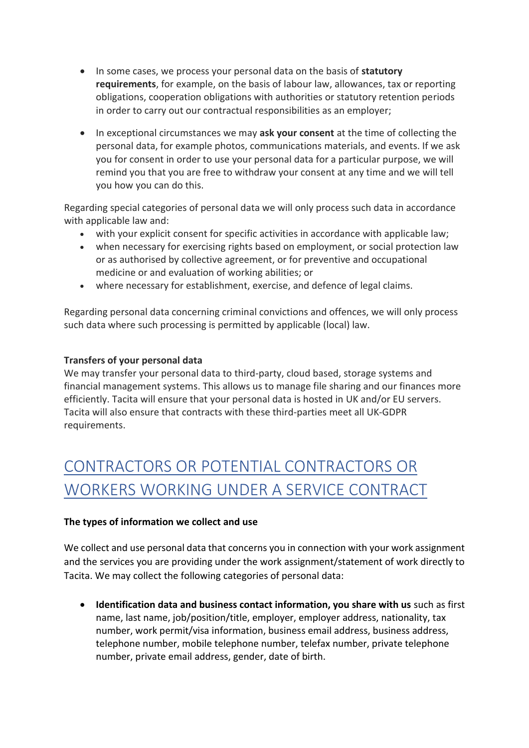- In some cases, we process your personal data on the basis of **statutory requirements**, for example, on the basis of labour law, allowances, tax or reporting obligations, cooperation obligations with authorities or statutory retention periods in order to carry out our contractual responsibilities as an employer;

- In exceptional circumstances we may **ask your consent** at the time of collecting the personal data, for example photos, communications materials, and events. If we ask you for consent in order to use your personal data for a particular purpose, we will remind you that you are free to withdraw your consent at any time and we will tell you how you can do this.

Regarding special categories of personal data we will only process such data in accordance with applicable law and:

- with your explicit consent for specific activities in accordance with applicable law;
- when necessary for exercising rights based on employment, or social protection law or as authorised by collective agreement, or for preventive and occupational medicine or and evaluation of working abilities; or
- where necessary for establishment, exercise, and defence of legal claims.

Regarding personal data concerning criminal convictions and offences, we will only process such data where such processing is permitted by applicable (local) law.

**Transfers of your personal data**

We may transfer your personal data to third-party, cloud based, storage systems and financial management systems. This allows us to manage file sharing and our finances more efficiently. Tacita will ensure that your personal data is hosted in UK and/or EU servers. Tacita will also ensure that contracts with these third-parties meet all UK-GDPR requirements.

## CONTRACTORS OR POTENTIAL CONTRACTORS OR WORKERS WORKING UNDER A SERVICE CONTRACT

**The types of information we collect and use**

We collect and use personal data that concerns you in connection with your work assignment and the services you are providing under the work assignment/statement of work directly to Tacita. We may collect the following categories of personal data:

- **Identification data and business contact information, you share with us** such as first name, last name, job/position/title, employer, employer address, nationality, tax number, work permit/visa information, business email address, business address, telephone number, mobile telephone number, telefax number, private telephone number, private email address, gender, date of birth.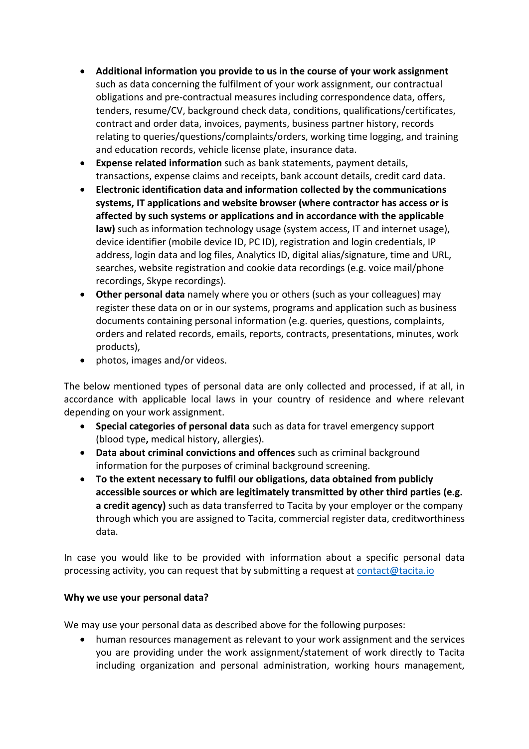- **Additional information you provide to us in the course of your work assignment** such as data concerning the fulfilment of your work assignment, our contractual obligations and pre-contractual measures including correspondence data, offers, tenders, resume/CV, background check data, conditions, qualifications/certificates, contract and order data, invoices, payments, business partner history, records relating to queries/questions/complaints/orders, working time logging, and training and education records, vehicle license plate, insurance data.
- **Expense related information** such as bank statements, payment details, transactions, expense claims and receipts, bank account details, credit card data.
- **Electronic identification data and information collected by the communications systems, IT applications and website browser (where contractor has access or is affected by such systems or applications and in accordance with the applicable law)** such as information technology usage (system access, IT and internet usage), device identifier (mobile device ID, PC ID), registration and login credentials, IP address, login data and log files, Analytics ID, digital alias/signature, time and URL, searches, website registration and cookie data recordings (e.g. voice mail/phone recordings, Skype recordings).
- **Other personal data** namely where you or others (such as your colleagues) may register these data on or in our systems, programs and application such as business documents containing personal information (e.g. queries, questions, complaints, orders and related records, emails, reports, contracts, presentations, minutes, work products),
- photos, images and/or videos.

The below mentioned types of personal data are only collected and processed, if at all, in accordance with applicable local laws in your country of residence and where relevant depending on your work assignment.

- **Special categories of personal data** such as data for travel emergency support (blood type**,** medical history, allergies).
- **Data about criminal convictions and offences** such as criminal background information for the purposes of criminal background screening.
- **To the extent necessary to fulfil our obligations, data obtained from publicly accessible sources or which are legitimately transmitted by other third parties (e.g. a credit agency)** such as data transferred to Tacita by your employer or the company through which you are assigned to Tacita, commercial register data, creditworthiness data.

In case you would like to be provided with information about a specific personal data processing activity, you can request that by submitting a request at contact@tacita.io

**Why we use your personal data?**

We may use your personal data as described above for the following purposes:

- human resources management as relevant to your work assignment and the services you are providing under the work assignment/statement of work directly to Tacita including organization and personal administration, working hours management,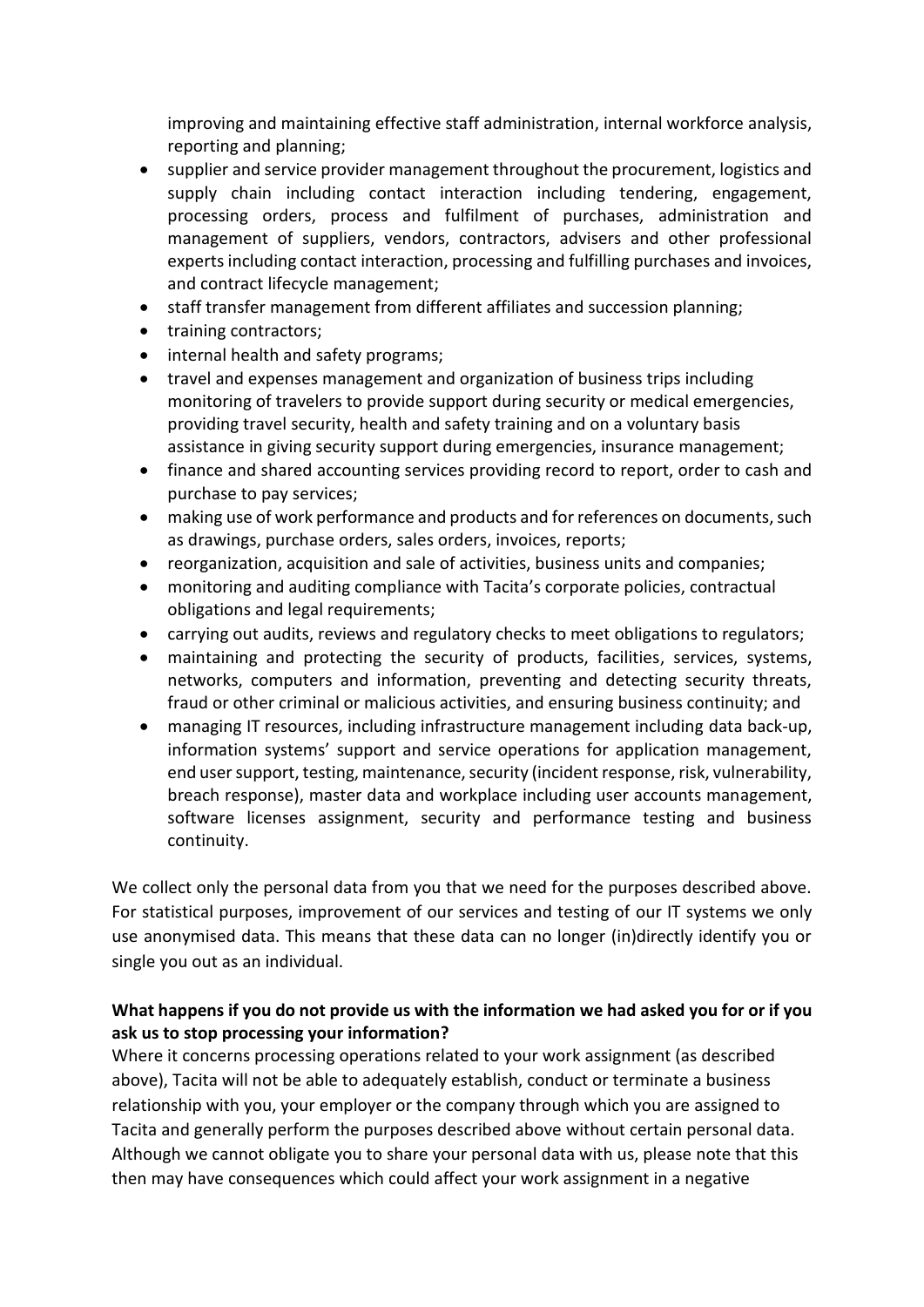improving and maintaining effective staff administration, internal workforce analysis, reporting and planning;

- supplier and service provider management throughout the procurement, logistics and supply chain including contact interaction including tendering, engagement, processing orders, process and fulfilment of purchases, administration and management of suppliers, vendors, contractors, advisers and other professional experts including contact interaction, processing and fulfilling purchases and invoices, and contract lifecycle management;
- staff transfer management from different affiliates and succession planning;
- training contractors;
- internal health and safety programs;
- travel and expenses management and organization of business trips including monitoring of travelers to provide support during security or medical emergencies, providing travel security, health and safety training and on a voluntary basis assistance in giving security support during emergencies, insurance management;
- finance and shared accounting services providing record to report, order to cash and purchase to pay services;
- making use of work performance and products and for references on documents, such as drawings, purchase orders, sales orders, invoices, reports;
- reorganization, acquisition and sale of activities, business units and companies;
- monitoring and auditing compliance with Tacita's corporate policies, contractual obligations and legal requirements;
- carrying out audits, reviews and regulatory checks to meet obligations to regulators;
- maintaining and protecting the security of products, facilities, services, systems, networks, computers and information, preventing and detecting security threats, fraud or other criminal or malicious activities, and ensuring business continuity; and
- managing IT resources, including infrastructure management including data back-up, information systems' support and service operations for application management, end user support, testing, maintenance, security (incident response, risk, vulnerability, breach response), master data and workplace including user accounts management, software licenses assignment, security and performance testing and business continuity.

We collect only the personal data from you that we need for the purposes described above. For statistical purposes, improvement of our services and testing of our IT systems we only use anonymised data. This means that these data can no longer (in)directly identify you or single you out as an individual.

**What happens if you do not provide us with the information we had asked you for or if you ask us to stop processing your information?**

Where it concerns processing operations related to your work assignment (as described above), Tacita will not be able to adequately establish, conduct or terminate a business relationship with you, your employer or the company through which you are assigned to Tacita and generally perform the purposes described above without certain personal data. Although we cannot obligate you to share your personal data with us, please note that this then may have consequences which could affect your work assignment in a negative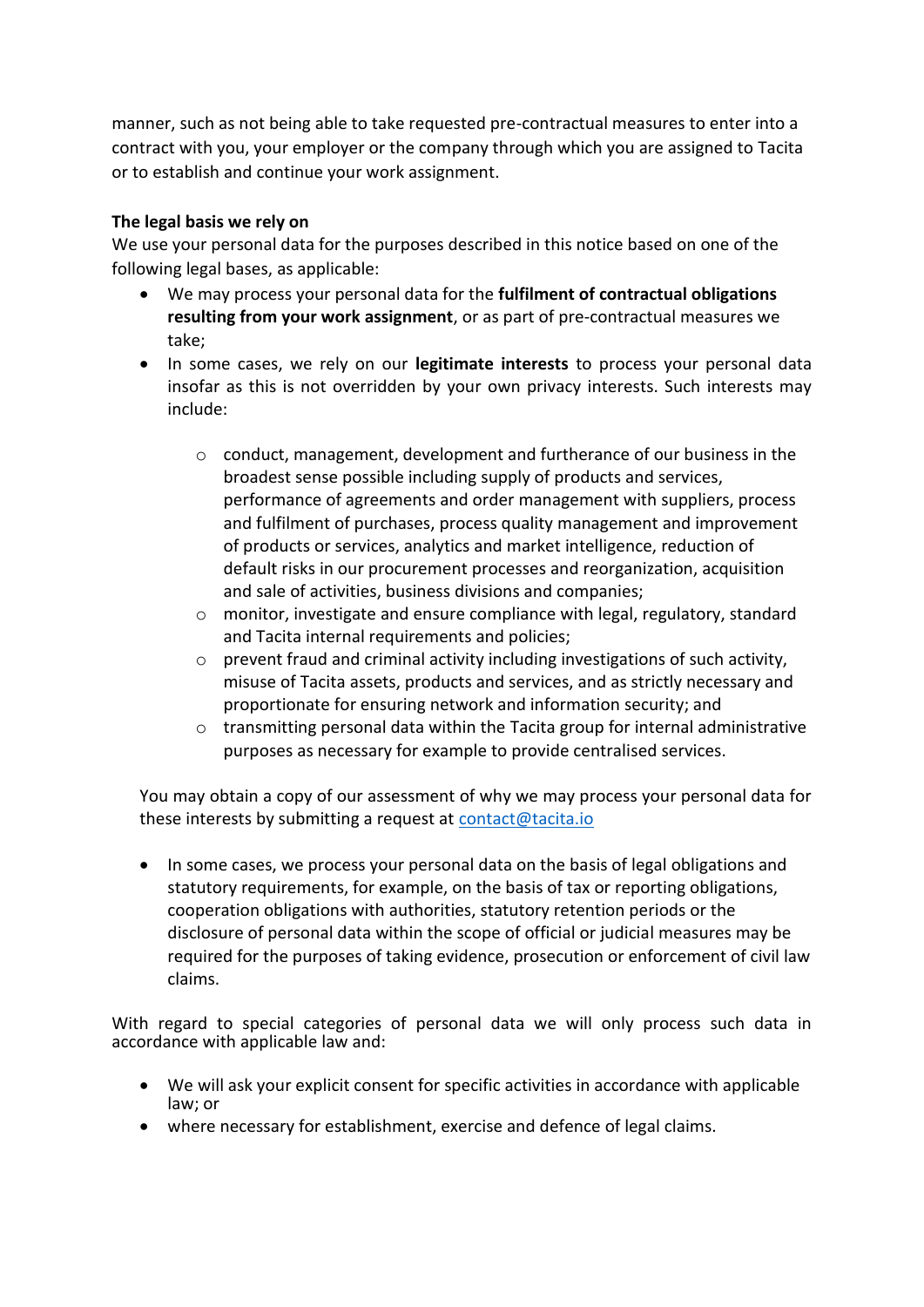manner, such as not being able to take requested pre-contractual measures to enter into a contract with you, your employer or the company through which you are assigned to Tacita or to establish and continue your work assignment.

**The legal basis we rely on**

We use your personal data for the purposes described in this notice based on one of the following legal bases, as applicable:

- We may process your personal data for the **fulfilment of contractual obligations resulting from your work assignment**, or as part of pre-contractual measures we take;
- In some cases, we rely on our **legitimate interests** to process your personal data insofar as this is not overridden by your own privacy interests. Such interests may include:
    - conduct, management, development and furtherance of our business in the broadest sense possible including supply of products and services, performance of agreements and order management with suppliers, process and fulfilment of purchases, process quality management and improvement of products or services, analytics and market intelligence, reduction of default risks in our procurement processes and reorganization, acquisition and sale of activities, business divisions and companies;
    - monitor, investigate and ensure compliance with legal, regulatory, standard and Tacita internal requirements and policies;
    - prevent fraud and criminal activity including investigations of such activity, misuse of Tacita assets, products and services, and as strictly necessary and proportionate for ensuring network and information security; and
    - transmitting personal data within the Tacita group for internal administrative purposes as necessary for example to provide centralised services.

  You may obtain a copy of our assessment of why we may process your personal data for these interests by submitting a request at contact@tacita.io

- In some cases, we process your personal data on the basis of legal obligations and statutory requirements, for example, on the basis of tax or reporting obligations, cooperation obligations with authorities, statutory retention periods or the disclosure of personal data within the scope of official or judicial measures may be required for the purposes of taking evidence, prosecution or enforcement of civil law claims.

With regard to special categories of personal data we will only process such data in accordance with applicable law and:

- We will ask your explicit consent for specific activities in accordance with applicable law; or
- where necessary for establishment, exercise and defence of legal claims.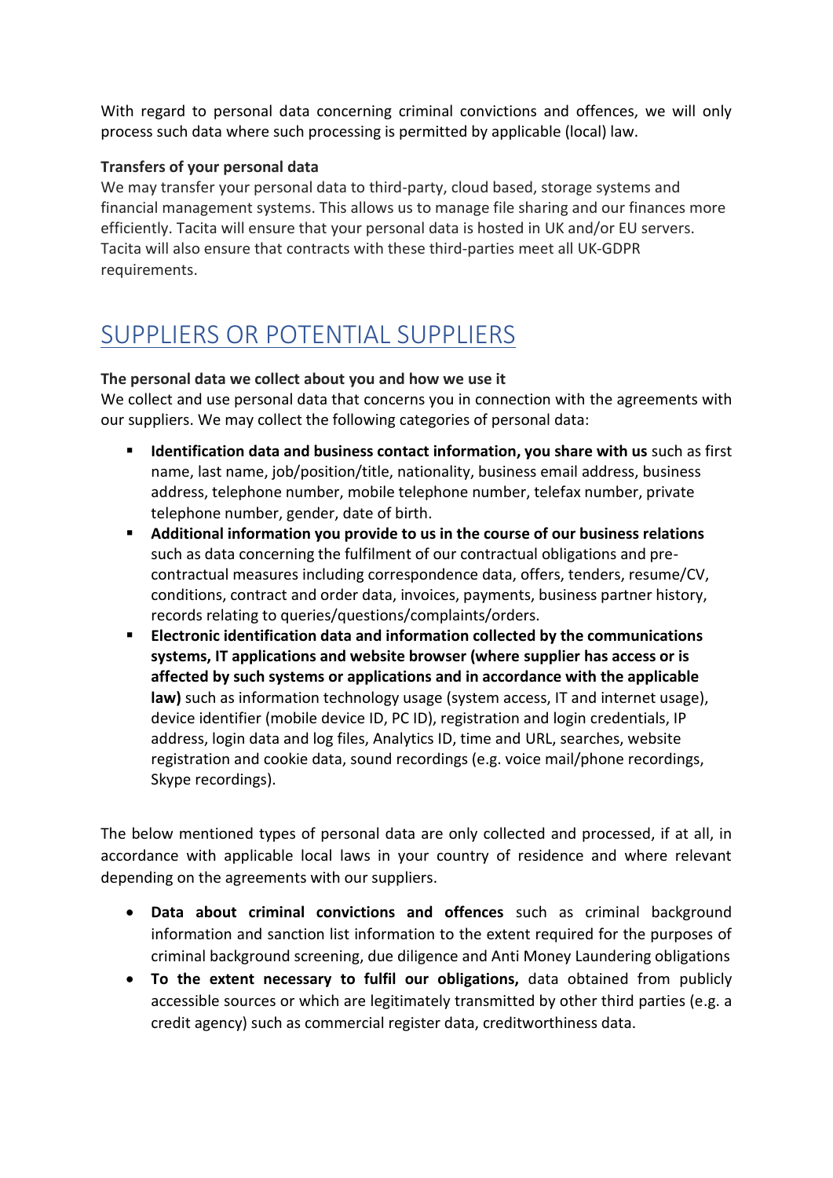With regard to personal data concerning criminal convictions and offences, we will only process such data where such processing is permitted by applicable (local) law.

**Transfers of your personal data**

We may transfer your personal data to third-party, cloud based, storage systems and financial management systems. This allows us to manage file sharing and our finances more efficiently. Tacita will ensure that your personal data is hosted in UK and/or EU servers. Tacita will also ensure that contracts with these third-parties meet all UK-GDPR requirements.

## SUPPLIERS OR POTENTIAL SUPPLIERS

**The personal data we collect about you and how we use it**

We collect and use personal data that concerns you in connection with the agreements with our suppliers. We may collect the following categories of personal data:

- **Identification data and business contact information, you share with us** such as first name, last name, job/position/title, nationality, business email address, business address, telephone number, mobile telephone number, telefax number, private telephone number, gender, date of birth.
- **Additional information you provide to us in the course of our business relations** such as data concerning the fulfilment of our contractual obligations and pre-contractual measures including correspondence data, offers, tenders, resume/CV, conditions, contract and order data, invoices, payments, business partner history, records relating to queries/questions/complaints/orders.
- **Electronic identification data and information collected by the communications systems, IT applications and website browser (where supplier has access or is affected by such systems or applications and in accordance with the applicable law)** such as information technology usage (system access, IT and internet usage), device identifier (mobile device ID, PC ID), registration and login credentials, IP address, login data and log files, Analytics ID, time and URL, searches, website registration and cookie data, sound recordings (e.g. voice mail/phone recordings, Skype recordings).

The below mentioned types of personal data are only collected and processed, if at all, in accordance with applicable local laws in your country of residence and where relevant depending on the agreements with our suppliers.

- **Data about criminal convictions and offences** such as criminal background information and sanction list information to the extent required for the purposes of criminal background screening, due diligence and Anti Money Laundering obligations
- **To the extent necessary to fulfil our obligations,** data obtained from publicly accessible sources or which are legitimately transmitted by other third parties (e.g. a credit agency) such as commercial register data, creditworthiness data.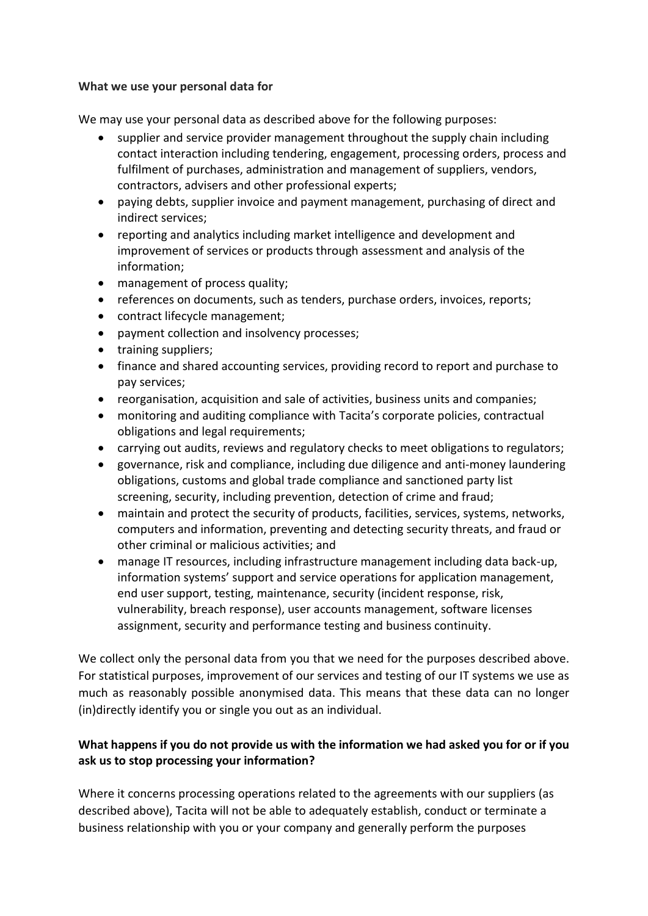**What we use your personal data for**

We may use your personal data as described above for the following purposes:

- supplier and service provider management throughout the supply chain including contact interaction including tendering, engagement, processing orders, process and fulfilment of purchases, administration and management of suppliers, vendors, contractors, advisers and other professional experts;
- paying debts, supplier invoice and payment management, purchasing of direct and indirect services;
- reporting and analytics including market intelligence and development and improvement of services or products through assessment and analysis of the information;
- management of process quality;
- references on documents, such as tenders, purchase orders, invoices, reports;
- contract lifecycle management;
- payment collection and insolvency processes;
- training suppliers;
- finance and shared accounting services, providing record to report and purchase to pay services;
- reorganisation, acquisition and sale of activities, business units and companies;
- monitoring and auditing compliance with Tacita's corporate policies, contractual obligations and legal requirements;
- carrying out audits, reviews and regulatory checks to meet obligations to regulators;
- governance, risk and compliance, including due diligence and anti-money laundering obligations, customs and global trade compliance and sanctioned party list screening, security, including prevention, detection of crime and fraud;
- maintain and protect the security of products, facilities, services, systems, networks, computers and information, preventing and detecting security threats, and fraud or other criminal or malicious activities; and
- manage IT resources, including infrastructure management including data back-up, information systems' support and service operations for application management, end user support, testing, maintenance, security (incident response, risk, vulnerability, breach response), user accounts management, software licenses assignment, security and performance testing and business continuity.

We collect only the personal data from you that we need for the purposes described above. For statistical purposes, improvement of our services and testing of our IT systems we use as much as reasonably possible anonymised data. This means that these data can no longer (in)directly identify you or single you out as an individual.

**What happens if you do not provide us with the information we had asked you for or if you ask us to stop processing your information?**

Where it concerns processing operations related to the agreements with our suppliers (as described above), Tacita will not be able to adequately establish, conduct or terminate a business relationship with you or your company and generally perform the purposes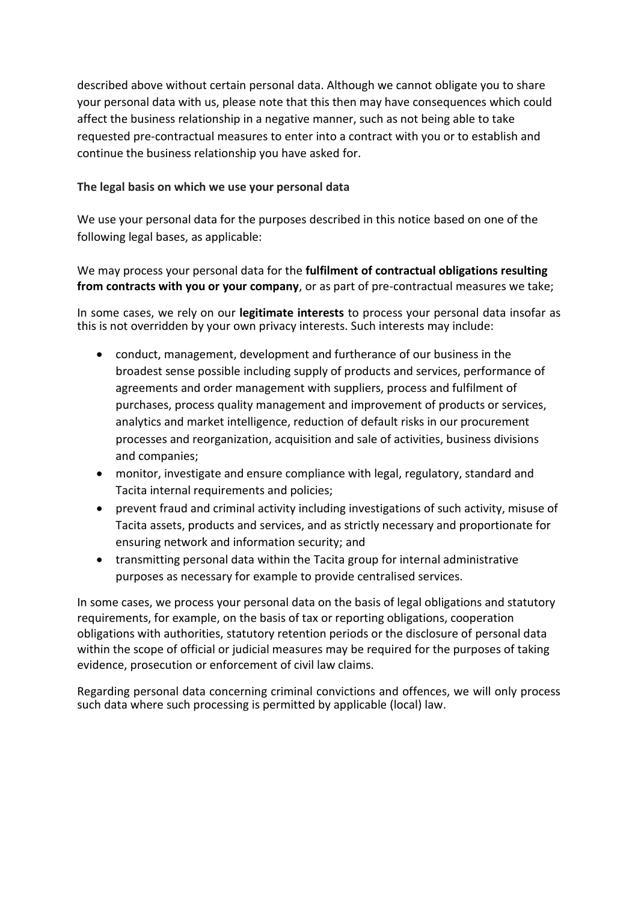described above without certain personal data. Although we cannot obligate you to share your personal data with us, please note that this then may have consequences which could affect the business relationship in a negative manner, such as not being able to take requested pre-contractual measures to enter into a contract with you or to establish and continue the business relationship you have asked for.

**The legal basis on which we use your personal data**

We use your personal data for the purposes described in this notice based on one of the following legal bases, as applicable:

We may process your personal data for the **fulfilment of contractual obligations resulting from contracts with you or your company**, or as part of pre-contractual measures we take;

In some cases, we rely on our **legitimate interests** to process your personal data insofar as this is not overridden by your own privacy interests. Such interests may include:

- conduct, management, development and furtherance of our business in the broadest sense possible including supply of products and services, performance of agreements and order management with suppliers, process and fulfilment of purchases, process quality management and improvement of products or services, analytics and market intelligence, reduction of default risks in our procurement processes and reorganization, acquisition and sale of activities, business divisions and companies;
- monitor, investigate and ensure compliance with legal, regulatory, standard and Tacita internal requirements and policies;
- prevent fraud and criminal activity including investigations of such activity, misuse of Tacita assets, products and services, and as strictly necessary and proportionate for ensuring network and information security; and
- transmitting personal data within the Tacita group for internal administrative purposes as necessary for example to provide centralised services.

In some cases, we process your personal data on the basis of legal obligations and statutory requirements, for example, on the basis of tax or reporting obligations, cooperation obligations with authorities, statutory retention periods or the disclosure of personal data within the scope of official or judicial measures may be required for the purposes of taking evidence, prosecution or enforcement of civil law claims.

Regarding personal data concerning criminal convictions and offences, we will only process such data where such processing is permitted by applicable (local) law.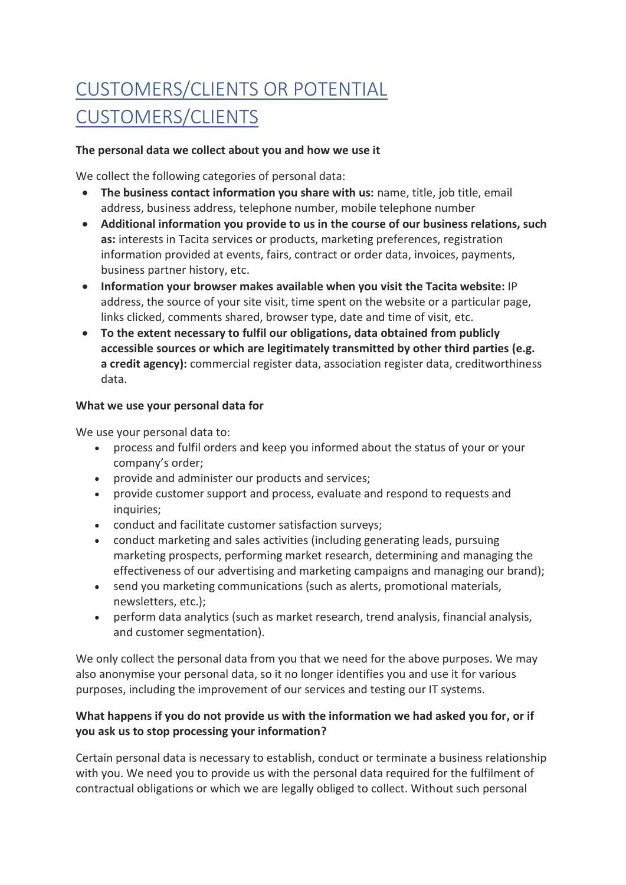# CUSTOMERS/CLIENTS OR POTENTIAL CUSTOMERS/CLIENTS

**The personal data we collect about you and how we use it**

We collect the following categories of personal data:

- **The business contact information you share with us:** name, title, job title, email address, business address, telephone number, mobile telephone number
- **Additional information you provide to us in the course of our business relations, such as:** interests in Tacita services or products, marketing preferences, registration information provided at events, fairs, contract or order data, invoices, payments, business partner history, etc.
- **Information your browser makes available when you visit the Tacita website:** IP address, the source of your site visit, time spent on the website or a particular page, links clicked, comments shared, browser type, date and time of visit, etc.
- **To the extent necessary to fulfil our obligations, data obtained from publicly accessible sources or which are legitimately transmitted by other third parties (e.g. a credit agency):** commercial register data, association register data, creditworthiness data.

**What we use your personal data for**

We use your personal data to:

- process and fulfil orders and keep you informed about the status of your or your company's order;
- provide and administer our products and services;
- provide customer support and process, evaluate and respond to requests and inquiries;
- conduct and facilitate customer satisfaction surveys;
- conduct marketing and sales activities (including generating leads, pursuing marketing prospects, performing market research, determining and managing the effectiveness of our advertising and marketing campaigns and managing our brand);
- send you marketing communications (such as alerts, promotional materials, newsletters, etc.);
- perform data analytics (such as market research, trend analysis, financial analysis, and customer segmentation).

We only collect the personal data from you that we need for the above purposes. We may also anonymise your personal data, so it no longer identifies you and use it for various purposes, including the improvement of our services and testing our IT systems.

**What happens if you do not provide us with the information we had asked you for, or if you ask us to stop processing your information?**

Certain personal data is necessary to establish, conduct or terminate a business relationship with you. We need you to provide us with the personal data required for the fulfilment of contractual obligations or which we are legally obliged to collect. Without such personal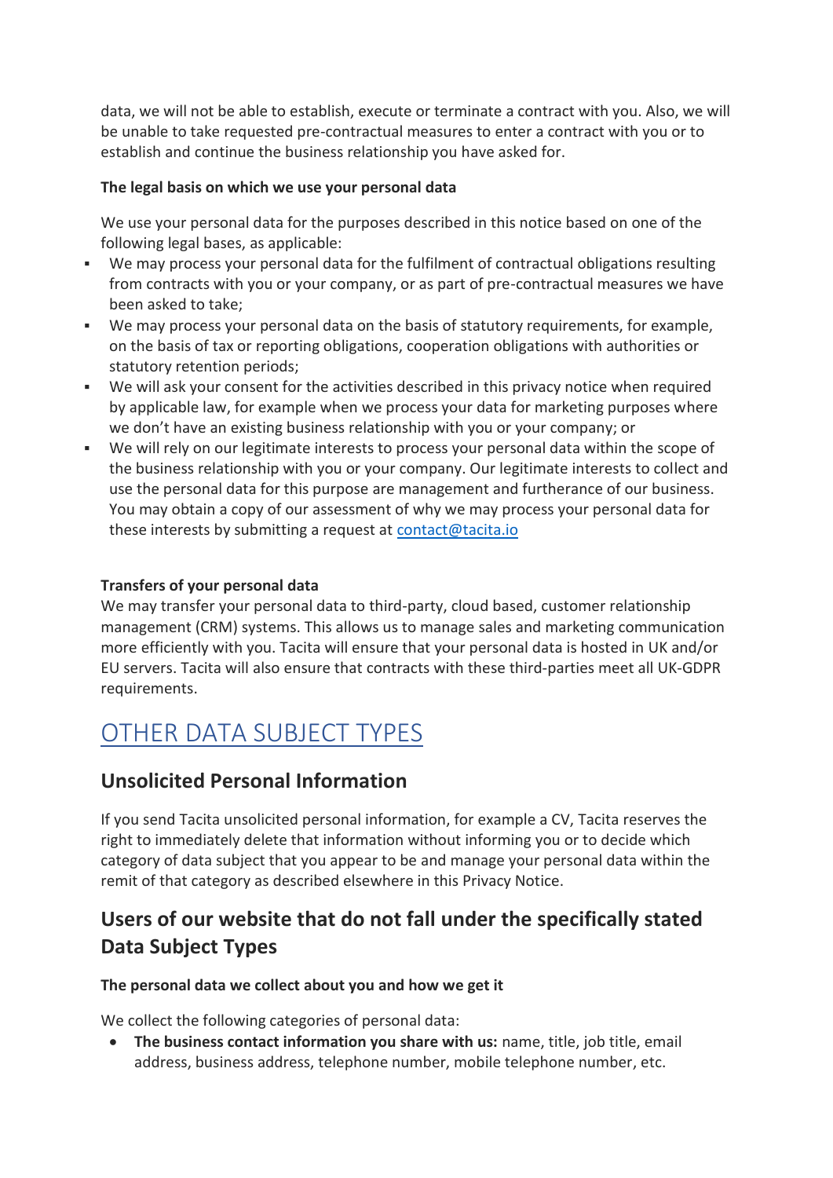data, we will not be able to establish, execute or terminate a contract with you. Also, we will be unable to take requested pre-contractual measures to enter a contract with you or to establish and continue the business relationship you have asked for.

**The legal basis on which we use your personal data**

We use your personal data for the purposes described in this notice based on one of the following legal bases, as applicable:

- We may process your personal data for the fulfilment of contractual obligations resulting from contracts with you or your company, or as part of pre-contractual measures we have been asked to take;
- We may process your personal data on the basis of statutory requirements, for example, on the basis of tax or reporting obligations, cooperation obligations with authorities or statutory retention periods;
- We will ask your consent for the activities described in this privacy notice when required by applicable law, for example when we process your data for marketing purposes where we don't have an existing business relationship with you or your company; or
- We will rely on our legitimate interests to process your personal data within the scope of the business relationship with you or your company. Our legitimate interests to collect and use the personal data for this purpose are management and furtherance of our business. You may obtain a copy of our assessment of why we may process your personal data for these interests by submitting a request at [contact@tacita.io](mailto:contact@tacita.io)

**Transfers of your personal data**

We may transfer your personal data to third-party, cloud based, customer relationship management (CRM) systems. This allows us to manage sales and marketing communication more efficiently with you. Tacita will ensure that your personal data is hosted in UK and/or EU servers. Tacita will also ensure that contracts with these third-parties meet all UK-GDPR requirements.

# OTHER DATA SUBJECT TYPES

## Unsolicited Personal Information

If you send Tacita unsolicited personal information, for example a CV, Tacita reserves the right to immediately delete that information without informing you or to decide which category of data subject that you appear to be and manage your personal data within the remit of that category as described elsewhere in this Privacy Notice.

## Users of our website that do not fall under the specifically stated Data Subject Types

**The personal data we collect about you and how we get it**

We collect the following categories of personal data:

- **The business contact information you share with us:** name, title, job title, email address, business address, telephone number, mobile telephone number, etc.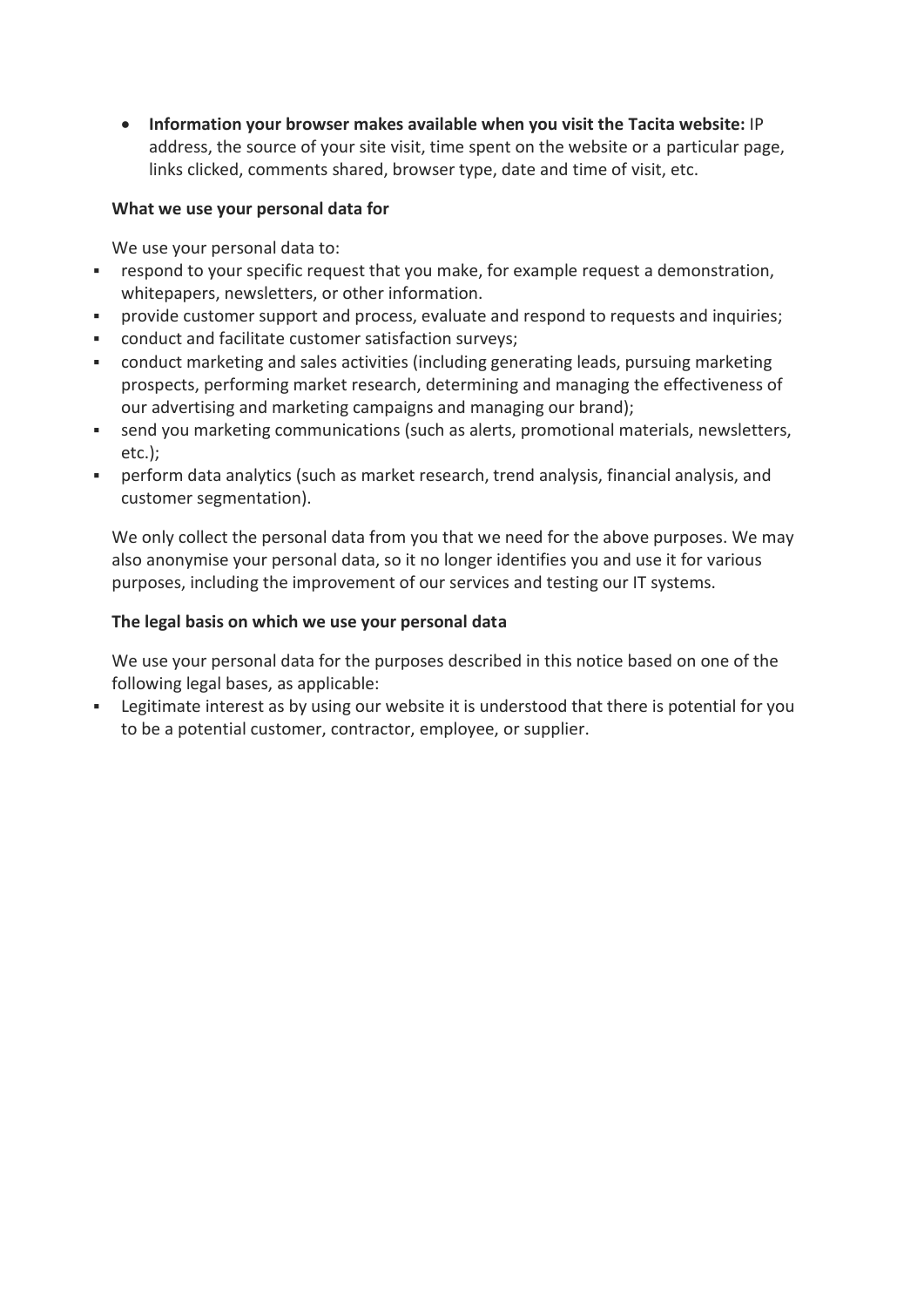- **Information your browser makes available when you visit the Tacita website:** IP address, the source of your site visit, time spent on the website or a particular page, links clicked, comments shared, browser type, date and time of visit, etc.

**What we use your personal data for**

We use your personal data to:

- respond to your specific request that you make, for example request a demonstration, whitepapers, newsletters, or other information.
- provide customer support and process, evaluate and respond to requests and inquiries;
- conduct and facilitate customer satisfaction surveys;
- conduct marketing and sales activities (including generating leads, pursuing marketing prospects, performing market research, determining and managing the effectiveness of our advertising and marketing campaigns and managing our brand);
- send you marketing communications (such as alerts, promotional materials, newsletters, etc.);
- perform data analytics (such as market research, trend analysis, financial analysis, and customer segmentation).

We only collect the personal data from you that we need for the above purposes. We may also anonymise your personal data, so it no longer identifies you and use it for various purposes, including the improvement of our services and testing our IT systems.

**The legal basis on which we use your personal data**

We use your personal data for the purposes described in this notice based on one of the following legal bases, as applicable:

- Legitimate interest as by using our website it is understood that there is potential for you to be a potential customer, contractor, employee, or supplier.